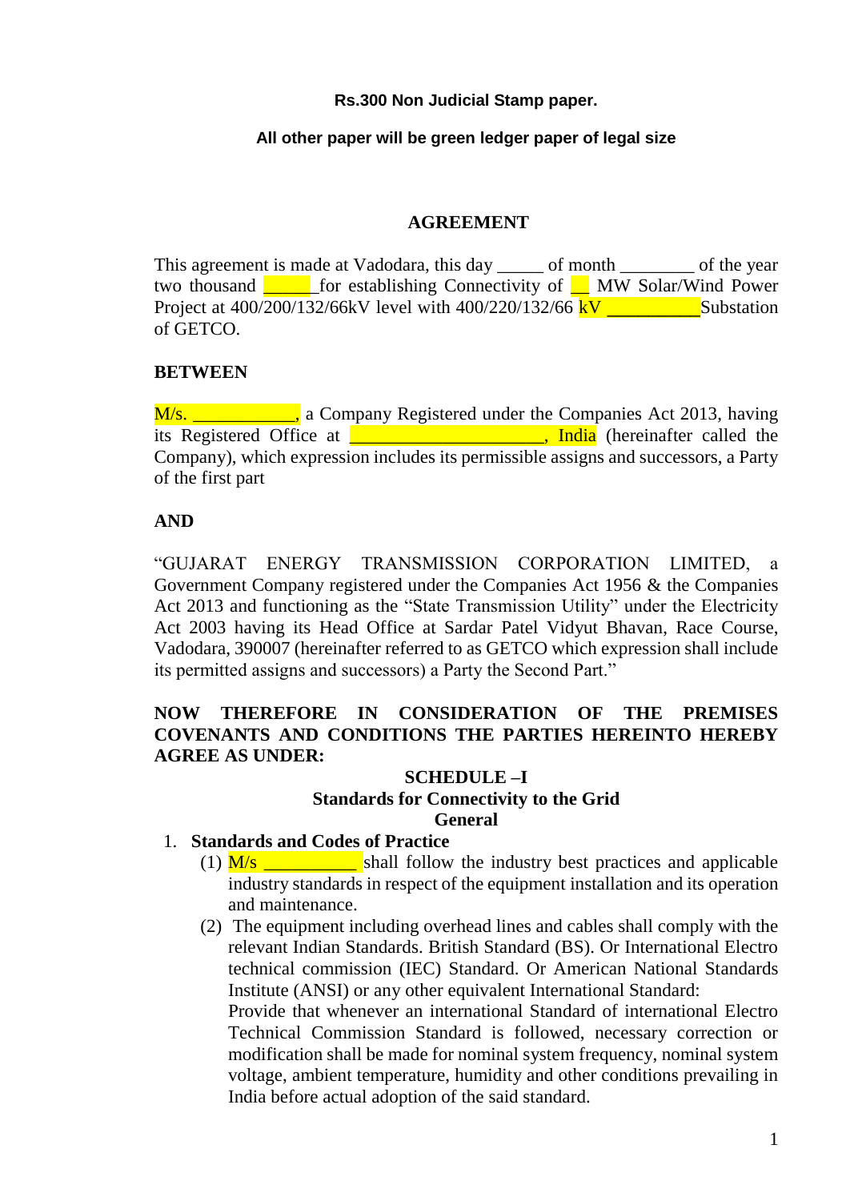**Rs.300 Non Judicial Stamp paper.**

**All other paper will be green ledger paper of legal size**

# AGREEMENT

This agreement is made at Vadodara, this day _____ of month ________ of the year two thousand _____ for establishing Connectivity of __ MW Solar/Wind Power Project at 400/200/132/66kV level with 400/220/132/66 kV __________Substation of GETCO.

**BETWEEN**

M/s. ___________, a Company Registered under the Companies Act 2013, having its Registered Office at ____________________, India (hereinafter called the Company), which expression includes its permissible assigns and successors, a Party of the first part

**AND**

"GUJARAT ENERGY TRANSMISSION CORPORATION LIMITED, a Government Company registered under the Companies Act 1956 & the Companies Act 2013 and functioning as the "State Transmission Utility" under the Electricity Act 2003 having its Head Office at Sardar Patel Vidyut Bhavan, Race Course, Vadodara, 390007 (hereinafter referred to as GETCO which expression shall include its permitted assigns and successors) a Party the Second Part."

**NOW THEREFORE IN CONSIDERATION OF THE PREMISES COVENANTS AND CONDITIONS THE PARTIES HEREINTO HEREBY AGREE AS UNDER:**

## SCHEDULE –I
## Standards for Connectivity to the Grid
## General

1. **Standards and Codes of Practice**
   (1) M/s __________ shall follow the industry best practices and applicable industry standards in respect of the equipment installation and its operation and maintenance.
   (2) The equipment including overhead lines and cables shall comply with the relevant Indian Standards. British Standard (BS). Or International Electro technical commission (IEC) Standard. Or American National Standards Institute (ANSI) or any other equivalent International Standard:
   Provide that whenever an international Standard of international Electro Technical Commission Standard is followed, necessary correction or modification shall be made for nominal system frequency, nominal system voltage, ambient temperature, humidity and other conditions prevailing in India before actual adoption of the said standard.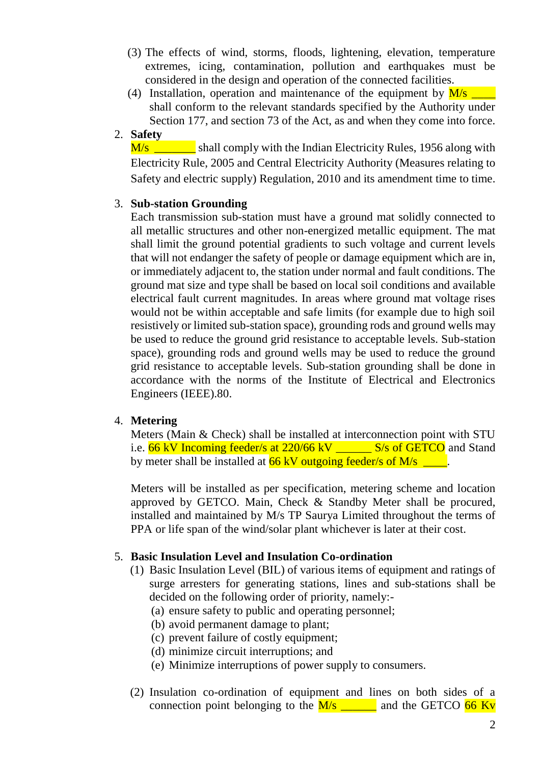(3) The effects of wind, storms, floods, lightening, elevation, temperature extremes, icing, contamination, pollution and earthquakes must be considered in the design and operation of the connected facilities.

(4) Installation, operation and maintenance of the equipment by M/s ____ shall conform to the relevant standards specified by the Authority under Section 177, and section 73 of the Act, as and when they come into force.

2. **Safety**

M/s _______ shall comply with the Indian Electricity Rules, 1956 along with Electricity Rule, 2005 and Central Electricity Authority (Measures relating to Safety and electric supply) Regulation, 2010 and its amendment time to time.

3. **Sub-station Grounding**

Each transmission sub-station must have a ground mat solidly connected to all metallic structures and other non-energized metallic equipment. The mat shall limit the ground potential gradients to such voltage and current levels that will not endanger the safety of people or damage equipment which are in, or immediately adjacent to, the station under normal and fault conditions. The ground mat size and type shall be based on local soil conditions and available electrical fault current magnitudes. In areas where ground mat voltage rises would not be within acceptable and safe limits (for example due to high soil resistively or limited sub-station space), grounding rods and ground wells may be used to reduce the ground grid resistance to acceptable levels. Sub-station space), grounding rods and ground wells may be used to reduce the ground grid resistance to acceptable levels. Sub-station grounding shall be done in accordance with the norms of the Institute of Electrical and Electronics Engineers (IEEE).80.

4. **Metering**

Meters (Main & Check) shall be installed at interconnection point with STU i.e. 66 kV Incoming feeder/s at 220/66 kV ______ S/s of GETCO and Stand by meter shall be installed at 66 kV outgoing feeder/s of M/s ____.

Meters will be installed as per specification, metering scheme and location approved by GETCO. Main, Check & Standby Meter shall be procured, installed and maintained by M/s TP Saurya Limited throughout the terms of PPA or life span of the wind/solar plant whichever is later at their cost.

5. **Basic Insulation Level and Insulation Co-ordination**

(1) Basic Insulation Level (BIL) of various items of equipment and ratings of surge arresters for generating stations, lines and sub-stations shall be decided on the following order of priority, namely:-

(a) ensure safety to public and operating personnel;
(b) avoid permanent damage to plant;
(c) prevent failure of costly equipment;
(d) minimize circuit interruptions; and
(e) Minimize interruptions of power supply to consumers.

(2) Insulation co-ordination of equipment and lines on both sides of a connection point belonging to the M/s ______ and the GETCO 66 Kv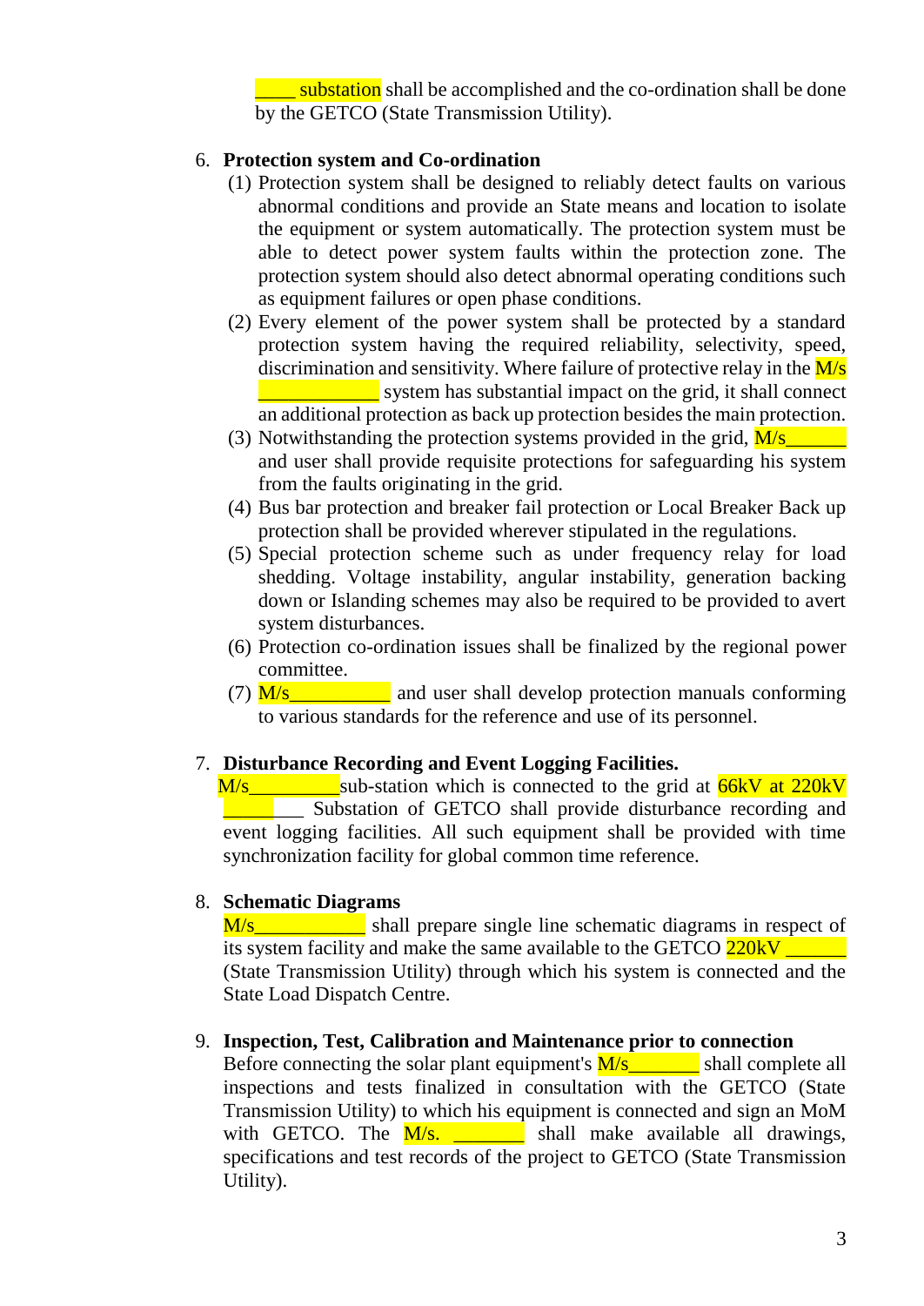____ substation shall be accomplished and the co-ordination shall be done by the GETCO (State Transmission Utility).

6. **Protection system and Co-ordination**
   (1) Protection system shall be designed to reliably detect faults on various abnormal conditions and provide an State means and location to isolate the equipment or system automatically. The protection system must be able to detect power system faults within the protection zone. The protection system should also detect abnormal operating conditions such as equipment failures or open phase conditions.
   (2) Every element of the power system shall be protected by a standard protection system having the required reliability, selectivity, speed, discrimination and sensitivity. Where failure of protective relay in the M/s ____________ system has substantial impact on the grid, it shall connect an additional protection as back up protection besides the main protection.
   (3) Notwithstanding the protection systems provided in the grid, M/s______ and user shall provide requisite protections for safeguarding his system from the faults originating in the grid.
   (4) Bus bar protection and breaker fail protection or Local Breaker Back up protection shall be provided wherever stipulated in the regulations.
   (5) Special protection scheme such as under frequency relay for load shedding. Voltage instability, angular instability, generation backing down or Islanding schemes may also be required to be provided to avert system disturbances.
   (6) Protection co-ordination issues shall be finalized by the regional power committee.
   (7) M/s__________ and user shall develop protection manuals conforming to various standards for the reference and use of its personnel.

7. **Disturbance Recording and Event Logging Facilities.**
   M/s_________sub-station which is connected to the grid at 66kV at 220kV ________ Substation of GETCO shall provide disturbance recording and event logging facilities. All such equipment shall be provided with time synchronization facility for global common time reference.

8. **Schematic Diagrams**
   M/s___________ shall prepare single line schematic diagrams in respect of its system facility and make the same available to the GETCO 220kV ______ (State Transmission Utility) through which his system is connected and the State Load Dispatch Centre.

9. **Inspection, Test, Calibration and Maintenance prior to connection**
   Before connecting the solar plant equipment's M/s_______ shall complete all inspections and tests finalized in consultation with the GETCO (State Transmission Utility) to which his equipment is connected and sign an MoM with GETCO. The M/s. _______ shall make available all drawings, specifications and test records of the project to GETCO (State Transmission Utility).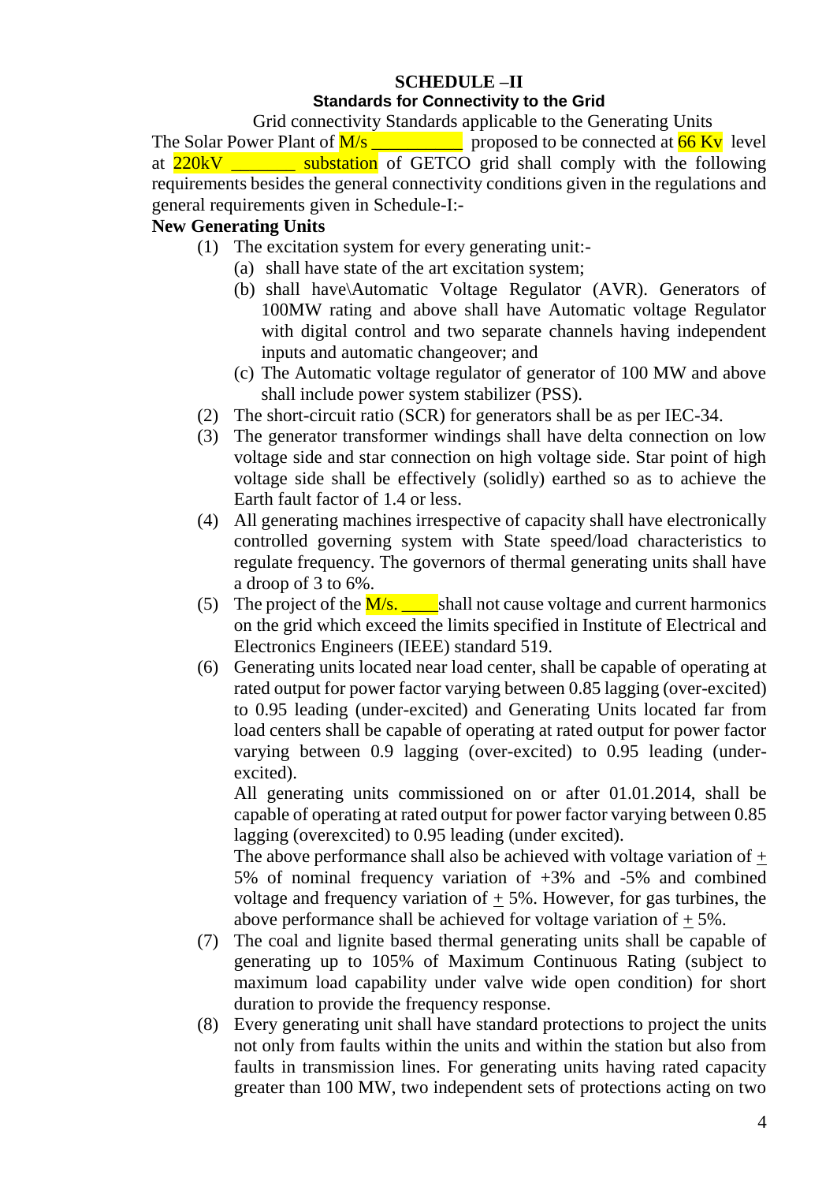# SCHEDULE –II

## Standards for Connectivity to the Grid

Grid connectivity Standards applicable to the Generating Units

The Solar Power Plant of M/s __________ proposed to be connected at 66 Kv level at 220kV _______ substation of GETCO grid shall comply with the following requirements besides the general connectivity conditions given in the regulations and general requirements given in Schedule-I:-

**New Generating Units**

(1) The excitation system for every generating unit:-
   - (a) shall have state of the art excitation system;
   - (b) shall have\Automatic Voltage Regulator (AVR). Generators of 100MW rating and above shall have Automatic voltage Regulator with digital control and two separate channels having independent inputs and automatic changeover; and
   - (c) The Automatic voltage regulator of generator of 100 MW and above shall include power system stabilizer (PSS).

(2) The short-circuit ratio (SCR) for generators shall be as per IEC-34.

(3) The generator transformer windings shall have delta connection on low voltage side and star connection on high voltage side. Star point of high voltage side shall be effectively (solidly) earthed so as to achieve the Earth fault factor of 1.4 or less.

(4) All generating machines irrespective of capacity shall have electronically controlled governing system with State speed/load characteristics to regulate frequency. The governors of thermal generating units shall have a droop of 3 to 6%.

(5) The project of the M/s. ____shall not cause voltage and current harmonics on the grid which exceed the limits specified in Institute of Electrical and Electronics Engineers (IEEE) standard 519.

(6) Generating units located near load center, shall be capable of operating at rated output for power factor varying between 0.85 lagging (over-excited) to 0.95 leading (under-excited) and Generating Units located far from load centers shall be capable of operating at rated output for power factor varying between 0.9 lagging (over-excited) to 0.95 leading (under-excited).

   All generating units commissioned on or after 01.01.2014, shall be capable of operating at rated output for power factor varying between 0.85 lagging (overexcited) to 0.95 leading (under excited).

   The above performance shall also be achieved with voltage variation of ± 5% of nominal frequency variation of +3% and -5% and combined voltage and frequency variation of ± 5%. However, for gas turbines, the above performance shall be achieved for voltage variation of ± 5%.

(7) The coal and lignite based thermal generating units shall be capable of generating up to 105% of Maximum Continuous Rating (subject to maximum load capability under valve wide open condition) for short duration to provide the frequency response.

(8) Every generating unit shall have standard protections to project the units not only from faults within the units and within the station but also from faults in transmission lines. For generating units having rated capacity greater than 100 MW, two independent sets of protections acting on two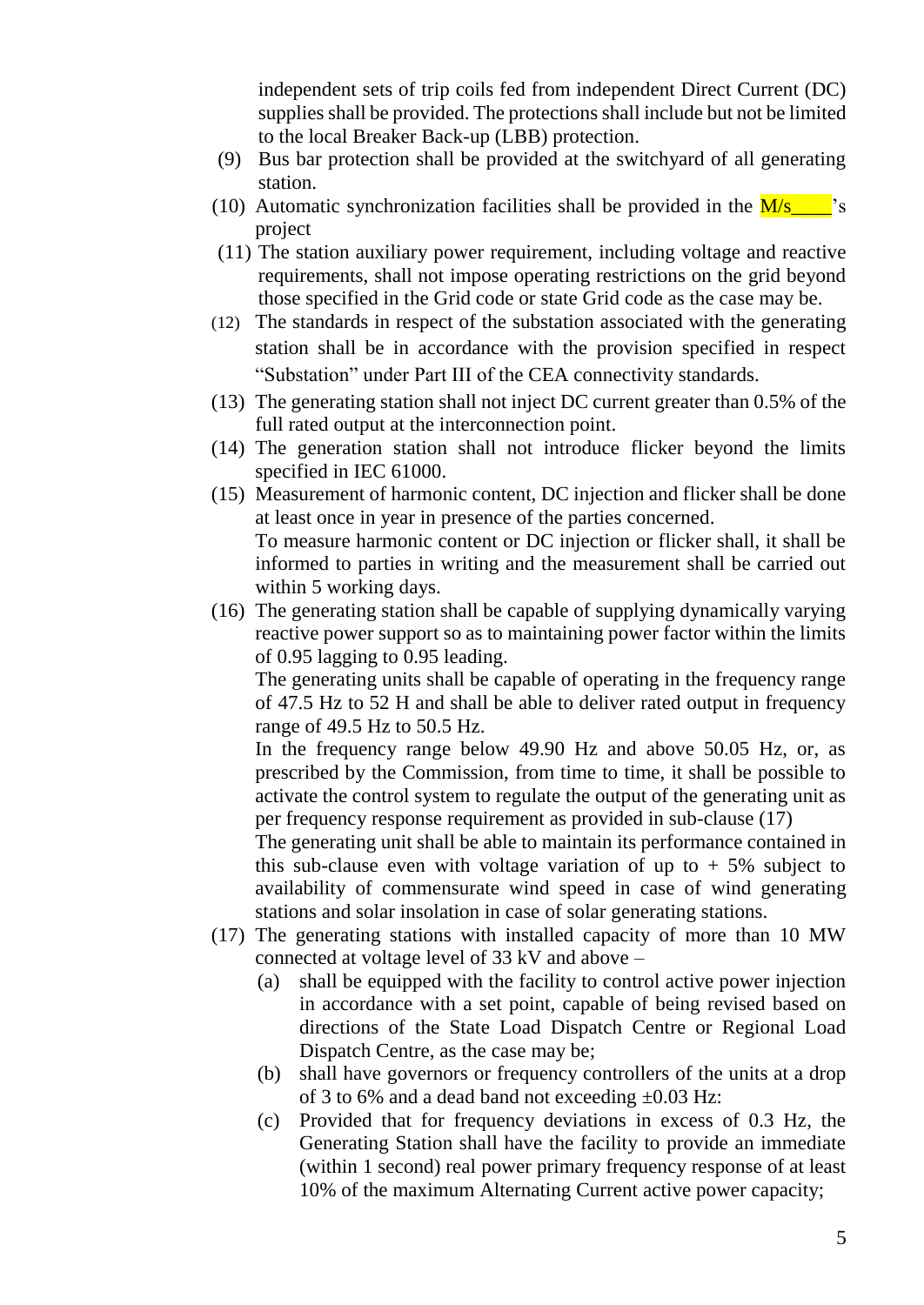independent sets of trip coils fed from independent Direct Current (DC) supplies shall be provided. The protections shall include but not be limited to the local Breaker Back-up (LBB) protection.

(9) Bus bar protection shall be provided at the switchyard of all generating station.

(10) Automatic synchronization facilities shall be provided in the M/s____'s project

(11) The station auxiliary power requirement, including voltage and reactive requirements, shall not impose operating restrictions on the grid beyond those specified in the Grid code or state Grid code as the case may be.

(12) The standards in respect of the substation associated with the generating station shall be in accordance with the provision specified in respect "Substation" under Part III of the CEA connectivity standards.

(13) The generating station shall not inject DC current greater than 0.5% of the full rated output at the interconnection point.

(14) The generation station shall not introduce flicker beyond the limits specified in IEC 61000.

(15) Measurement of harmonic content, DC injection and flicker shall be done at least once in year in presence of the parties concerned.
To measure harmonic content or DC injection or flicker shall, it shall be informed to parties in writing and the measurement shall be carried out within 5 working days.

(16) The generating station shall be capable of supplying dynamically varying reactive power support so as to maintaining power factor within the limits of 0.95 lagging to 0.95 leading.
The generating units shall be capable of operating in the frequency range of 47.5 Hz to 52 H and shall be able to deliver rated output in frequency range of 49.5 Hz to 50.5 Hz.
In the frequency range below 49.90 Hz and above 50.05 Hz, or, as prescribed by the Commission, from time to time, it shall be possible to activate the control system to regulate the output of the generating unit as per frequency response requirement as provided in sub-clause (17)
The generating unit shall be able to maintain its performance contained in this sub-clause even with voltage variation of up to + 5% subject to availability of commensurate wind speed in case of wind generating stations and solar insolation in case of solar generating stations.

(17) The generating stations with installed capacity of more than 10 MW connected at voltage level of 33 kV and above –

  (a) shall be equipped with the facility to control active power injection in accordance with a set point, capable of being revised based on directions of the State Load Dispatch Centre or Regional Load Dispatch Centre, as the case may be;

  (b) shall have governors or frequency controllers of the units at a drop of 3 to 6% and a dead band not exceeding ±0.03 Hz:

  (c) Provided that for frequency deviations in excess of 0.3 Hz, the Generating Station shall have the facility to provide an immediate (within 1 second) real power primary frequency response of at least 10% of the maximum Alternating Current active power capacity;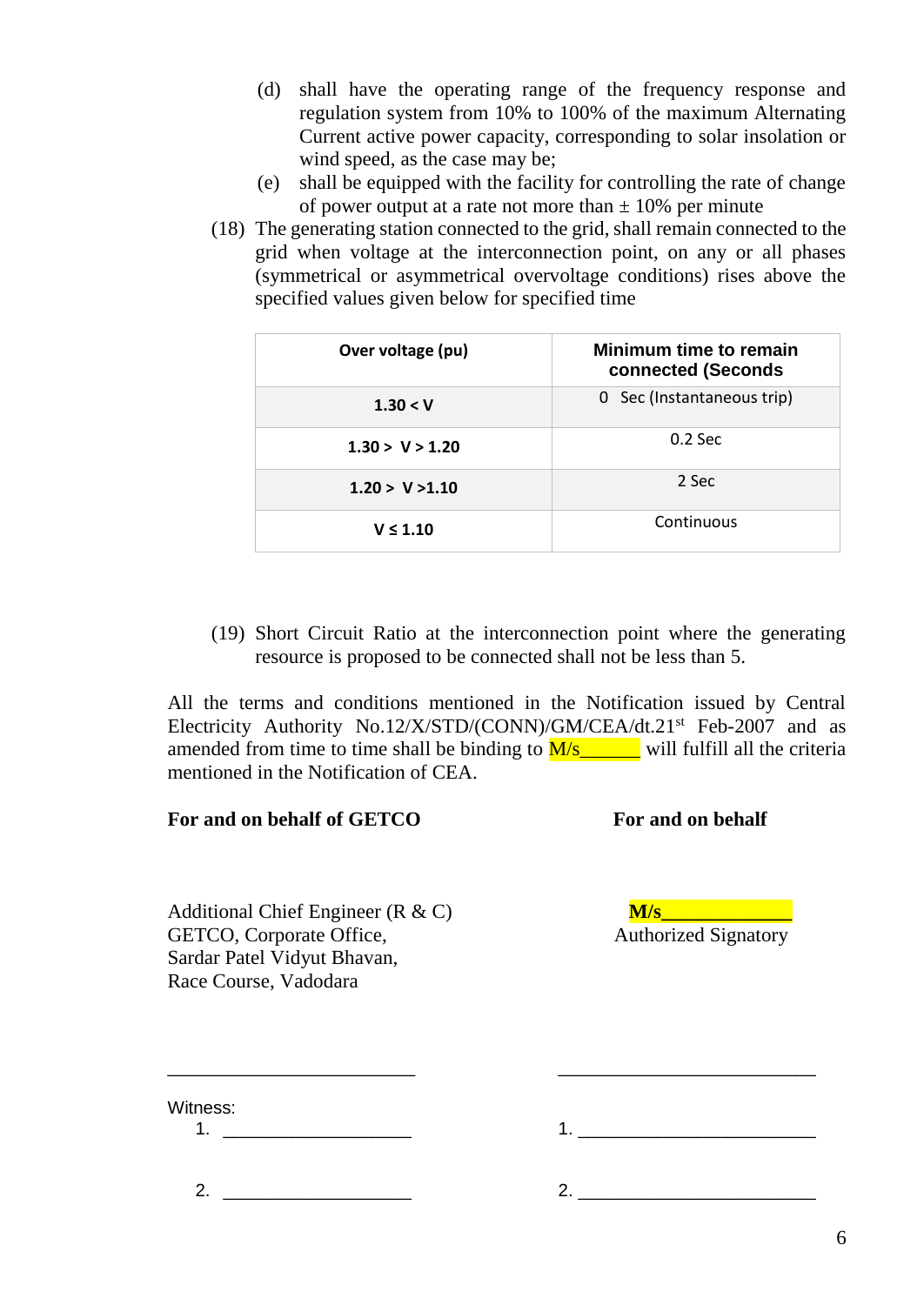(d) shall have the operating range of the frequency response and regulation system from 10% to 100% of the maximum Alternating Current active power capacity, corresponding to solar insolation or wind speed, as the case may be;

(e) shall be equipped with the facility for controlling the rate of change of power output at a rate not more than ± 10% per minute

(18) The generating station connected to the grid, shall remain connected to the grid when voltage at the interconnection point, on any or all phases (symmetrical or asymmetrical overvoltage conditions) rises above the specified values given below for specified time

| Over voltage (pu) | Minimum time to remain connected (Seconds |
|---|---|
| **1.30 < V** | 0 Sec (Instantaneous trip) |
| **1.30 > V > 1.20** | 0.2 Sec |
| **1.20 > V >1.10** | 2 Sec |
| **V ≤ 1.10** | Continuous |

(19) Short Circuit Ratio at the interconnection point where the generating resource is proposed to be connected shall not be less than 5.

All the terms and conditions mentioned in the Notification issued by Central Electricity Authority No.12/X/STD/(CONN)/GM/CEA/dt.21st Feb-2007 and as amended from time to time shall be binding to M/s______ will fulfill all the criteria mentioned in the Notification of CEA.

**For and on behalf of GETCO**

Additional Chief Engineer (R & C)
GETCO, Corporate Office,
Sardar Patel Vidyut Bhavan,
Race Course, Vadodara

**For and on behalf**

**M/s____________**
Authorized Signatory

_________________________ _________________________

Witness:

1. ___________________ 1. ________________________

2. ___________________ 2. ________________________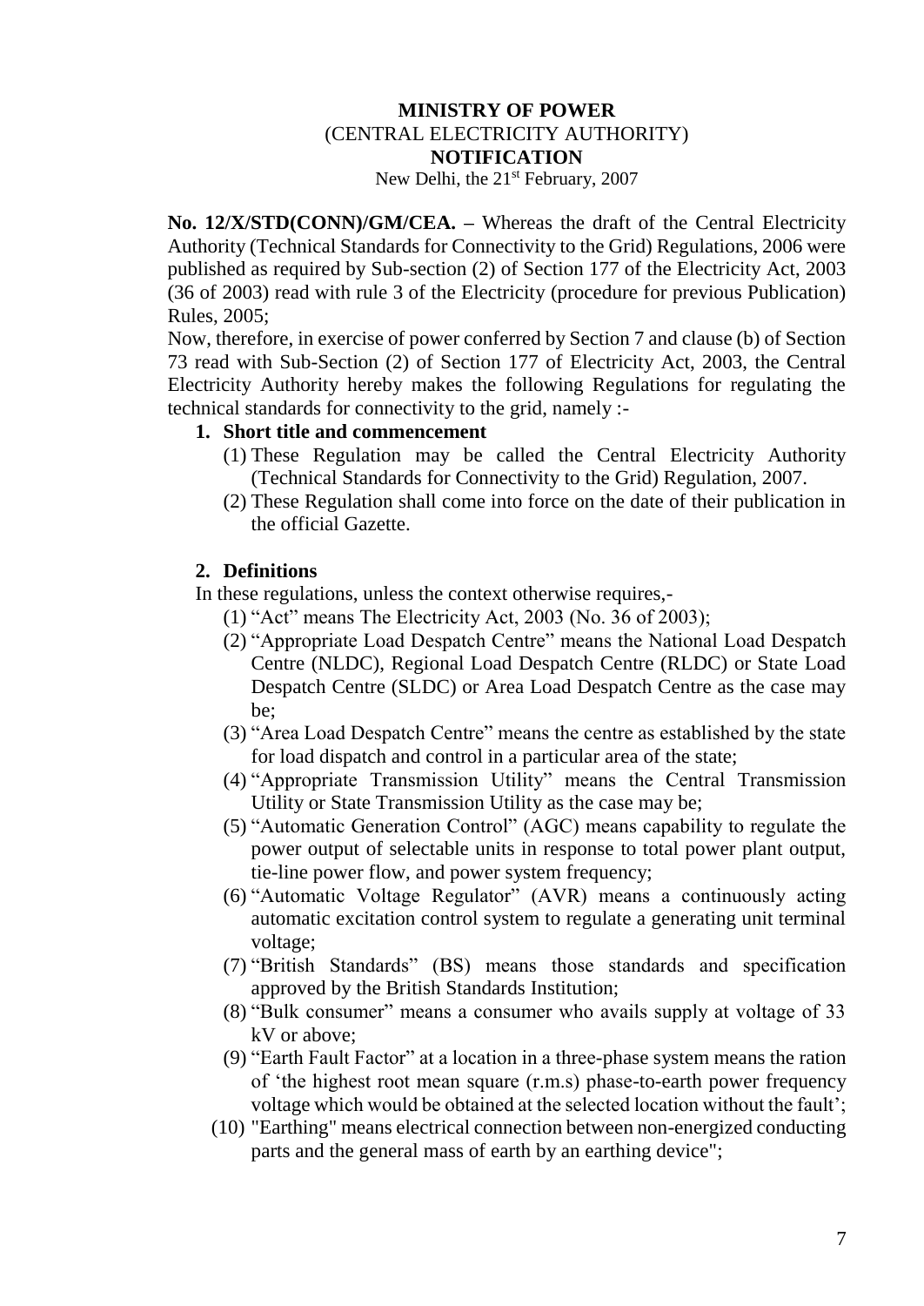**MINISTRY OF POWER**
(CENTRAL ELECTRICITY AUTHORITY)
**NOTIFICATION**
New Delhi, the 21st February, 2007

**No. 12/X/STD(CONN)/GM/CEA. –** Whereas the draft of the Central Electricity Authority (Technical Standards for Connectivity to the Grid) Regulations, 2006 were published as required by Sub-section (2) of Section 177 of the Electricity Act, 2003 (36 of 2003) read with rule 3 of the Electricity (procedure for previous Publication) Rules, 2005;

Now, therefore, in exercise of power conferred by Section 7 and clause (b) of Section 73 read with Sub-Section (2) of Section 177 of Electricity Act, 2003, the Central Electricity Authority hereby makes the following Regulations for regulating the technical standards for connectivity to the grid, namely :-

**1. Short title and commencement**

(1) These Regulation may be called the Central Electricity Authority (Technical Standards for Connectivity to the Grid) Regulation, 2007.

(2) These Regulation shall come into force on the date of their publication in the official Gazette.

**2. Definitions**

In these regulations, unless the context otherwise requires,-

(1) "Act" means The Electricity Act, 2003 (No. 36 of 2003);

(2) "Appropriate Load Despatch Centre" means the National Load Despatch Centre (NLDC), Regional Load Despatch Centre (RLDC) or State Load Despatch Centre (SLDC) or Area Load Despatch Centre as the case may be;

(3) "Area Load Despatch Centre" means the centre as established by the state for load dispatch and control in a particular area of the state;

(4) "Appropriate Transmission Utility" means the Central Transmission Utility or State Transmission Utility as the case may be;

(5) "Automatic Generation Control" (AGC) means capability to regulate the power output of selectable units in response to total power plant output, tie-line power flow, and power system frequency;

(6) "Automatic Voltage Regulator" (AVR) means a continuously acting automatic excitation control system to regulate a generating unit terminal voltage;

(7) "British Standards" (BS) means those standards and specification approved by the British Standards Institution;

(8) "Bulk consumer" means a consumer who avails supply at voltage of 33 kV or above;

(9) "Earth Fault Factor" at a location in a three-phase system means the ration of 'the highest root mean square (r.m.s) phase-to-earth power frequency voltage which would be obtained at the selected location without the fault';

(10) "Earthing" means electrical connection between non-energized conducting parts and the general mass of earth by an earthing device";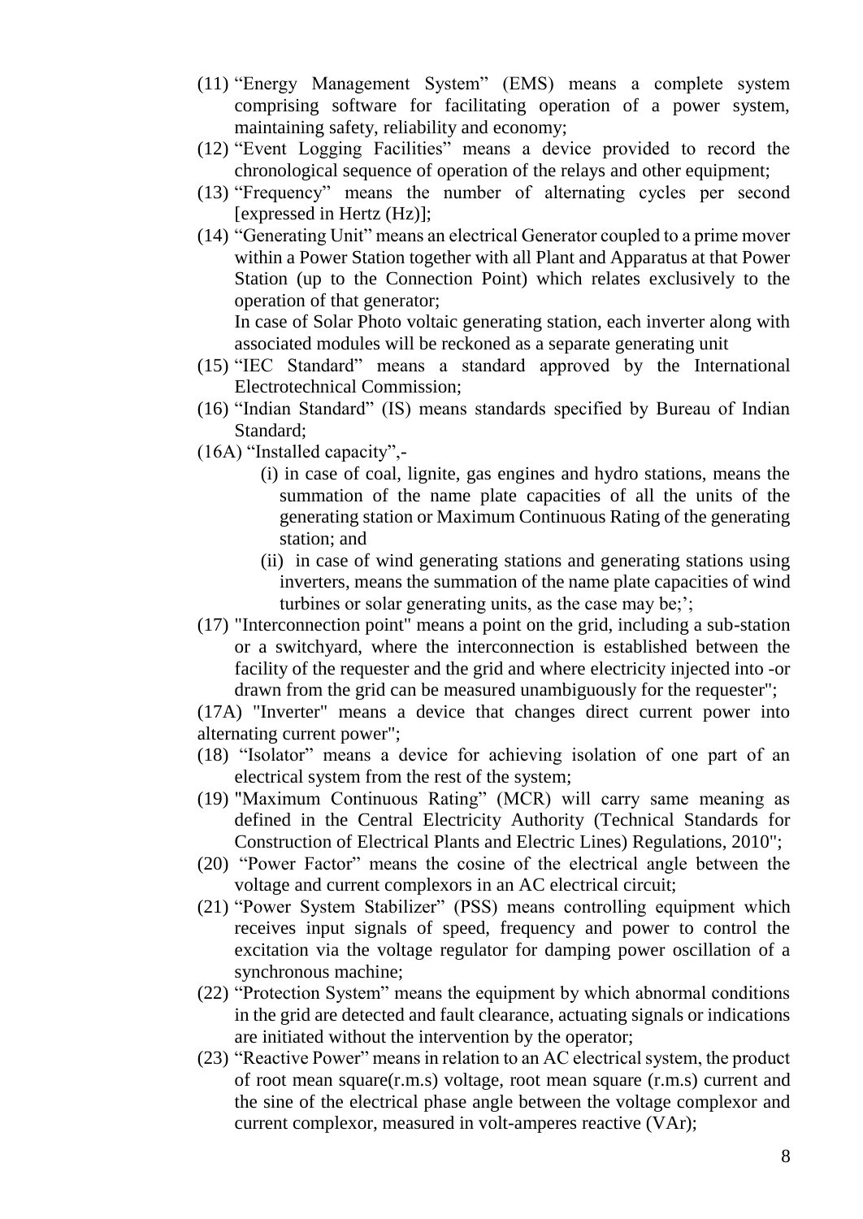(11) "Energy Management System" (EMS) means a complete system comprising software for facilitating operation of a power system, maintaining safety, reliability and economy;

(12) "Event Logging Facilities" means a device provided to record the chronological sequence of operation of the relays and other equipment;

(13) "Frequency" means the number of alternating cycles per second [expressed in Hertz (Hz)];

(14) "Generating Unit" means an electrical Generator coupled to a prime mover within a Power Station together with all Plant and Apparatus at that Power Station (up to the Connection Point) which relates exclusively to the operation of that generator;

In case of Solar Photo voltaic generating station, each inverter along with associated modules will be reckoned as a separate generating unit

(15) "IEC Standard" means a standard approved by the International Electrotechnical Commission;

(16) "Indian Standard" (IS) means standards specified by Bureau of Indian Standard;

(16A) "Installed capacity",-

- (i) in case of coal, lignite, gas engines and hydro stations, means the summation of the name plate capacities of all the units of the generating station or Maximum Continuous Rating of the generating station; and
- (ii) in case of wind generating stations and generating stations using inverters, means the summation of the name plate capacities of wind turbines or solar generating units, as the case may be;';

(17) "Interconnection point" means a point on the grid, including a sub-station or a switchyard, where the interconnection is established between the facility of the requester and the grid and where electricity injected into -or drawn from the grid can be measured unambiguously for the requester";

(17A) "Inverter" means a device that changes direct current power into alternating current power";

(18) "Isolator" means a device for achieving isolation of one part of an electrical system from the rest of the system;

(19) "Maximum Continuous Rating" (MCR) will carry same meaning as defined in the Central Electricity Authority (Technical Standards for Construction of Electrical Plants and Electric Lines) Regulations, 2010";

(20) "Power Factor" means the cosine of the electrical angle between the voltage and current complexors in an AC electrical circuit;

(21) "Power System Stabilizer" (PSS) means controlling equipment which receives input signals of speed, frequency and power to control the excitation via the voltage regulator for damping power oscillation of a synchronous machine;

(22) "Protection System" means the equipment by which abnormal conditions in the grid are detected and fault clearance, actuating signals or indications are initiated without the intervention by the operator;

(23) "Reactive Power" means in relation to an AC electrical system, the product of root mean square(r.m.s) voltage, root mean square (r.m.s) current and the sine of the electrical phase angle between the voltage complexor and current complexor, measured in volt-amperes reactive (VAr);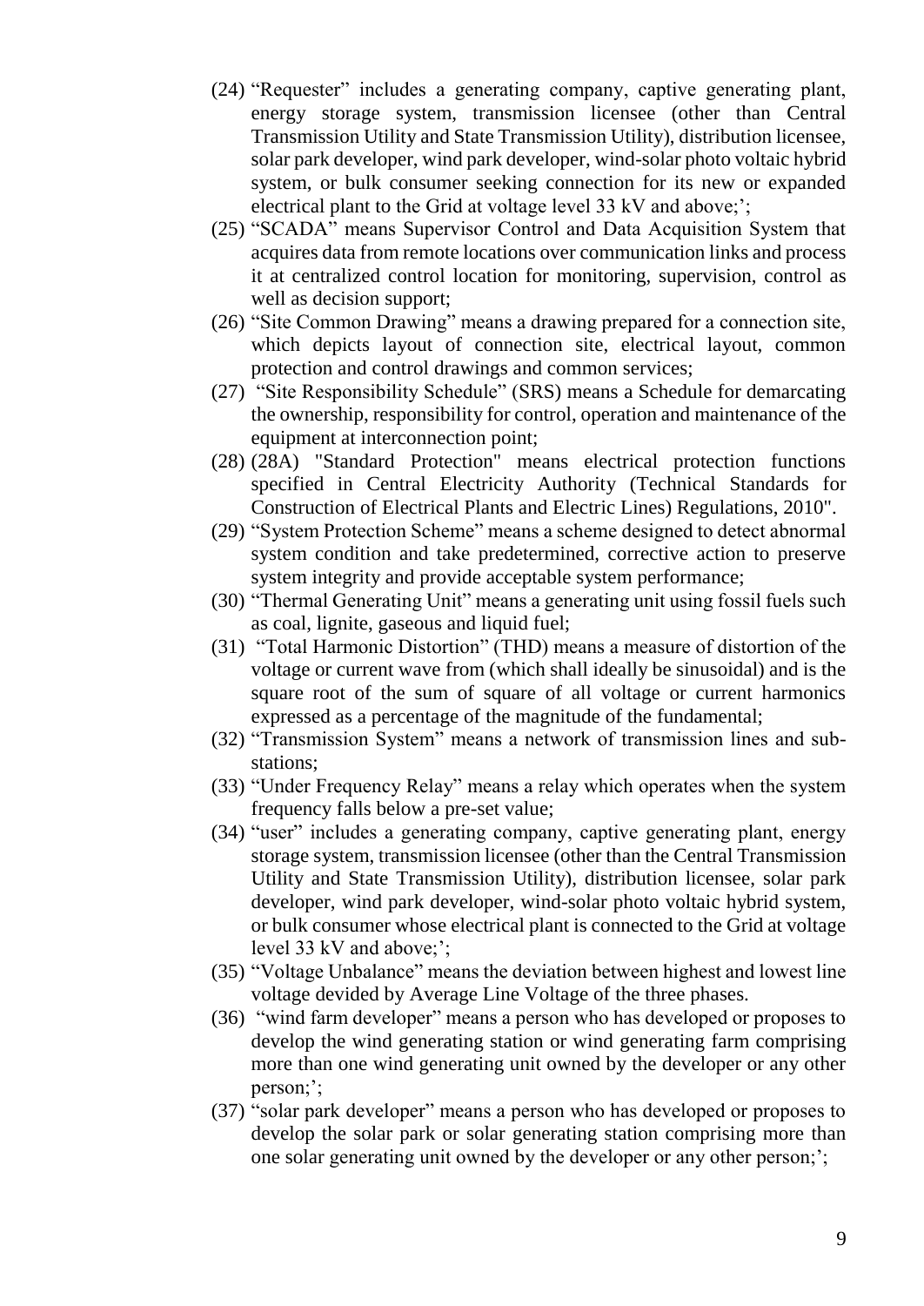(24) "Requester" includes a generating company, captive generating plant, energy storage system, transmission licensee (other than Central Transmission Utility and State Transmission Utility), distribution licensee, solar park developer, wind park developer, wind-solar photo voltaic hybrid system, or bulk consumer seeking connection for its new or expanded electrical plant to the Grid at voltage level 33 kV and above;';

(25) "SCADA" means Supervisor Control and Data Acquisition System that acquires data from remote locations over communication links and process it at centralized control location for monitoring, supervision, control as well as decision support;

(26) "Site Common Drawing" means a drawing prepared for a connection site, which depicts layout of connection site, electrical layout, common protection and control drawings and common services;

(27) "Site Responsibility Schedule" (SRS) means a Schedule for demarcating the ownership, responsibility for control, operation and maintenance of the equipment at interconnection point;

(28) (28A) "Standard Protection" means electrical protection functions specified in Central Electricity Authority (Technical Standards for Construction of Electrical Plants and Electric Lines) Regulations, 2010".

(29) "System Protection Scheme" means a scheme designed to detect abnormal system condition and take predetermined, corrective action to preserve system integrity and provide acceptable system performance;

(30) "Thermal Generating Unit" means a generating unit using fossil fuels such as coal, lignite, gaseous and liquid fuel;

(31) "Total Harmonic Distortion" (THD) means a measure of distortion of the voltage or current wave from (which shall ideally be sinusoidal) and is the square root of the sum of square of all voltage or current harmonics expressed as a percentage of the magnitude of the fundamental;

(32) "Transmission System" means a network of transmission lines and sub-stations;

(33) "Under Frequency Relay" means a relay which operates when the system frequency falls below a pre-set value;

(34) "user" includes a generating company, captive generating plant, energy storage system, transmission licensee (other than the Central Transmission Utility and State Transmission Utility), distribution licensee, solar park developer, wind park developer, wind-solar photo voltaic hybrid system, or bulk consumer whose electrical plant is connected to the Grid at voltage level 33 kV and above;';

(35) "Voltage Unbalance" means the deviation between highest and lowest line voltage devided by Average Line Voltage of the three phases.

(36) "wind farm developer" means a person who has developed or proposes to develop the wind generating station or wind generating farm comprising more than one wind generating unit owned by the developer or any other person;';

(37) "solar park developer" means a person who has developed or proposes to develop the solar park or solar generating station comprising more than one solar generating unit owned by the developer or any other person;';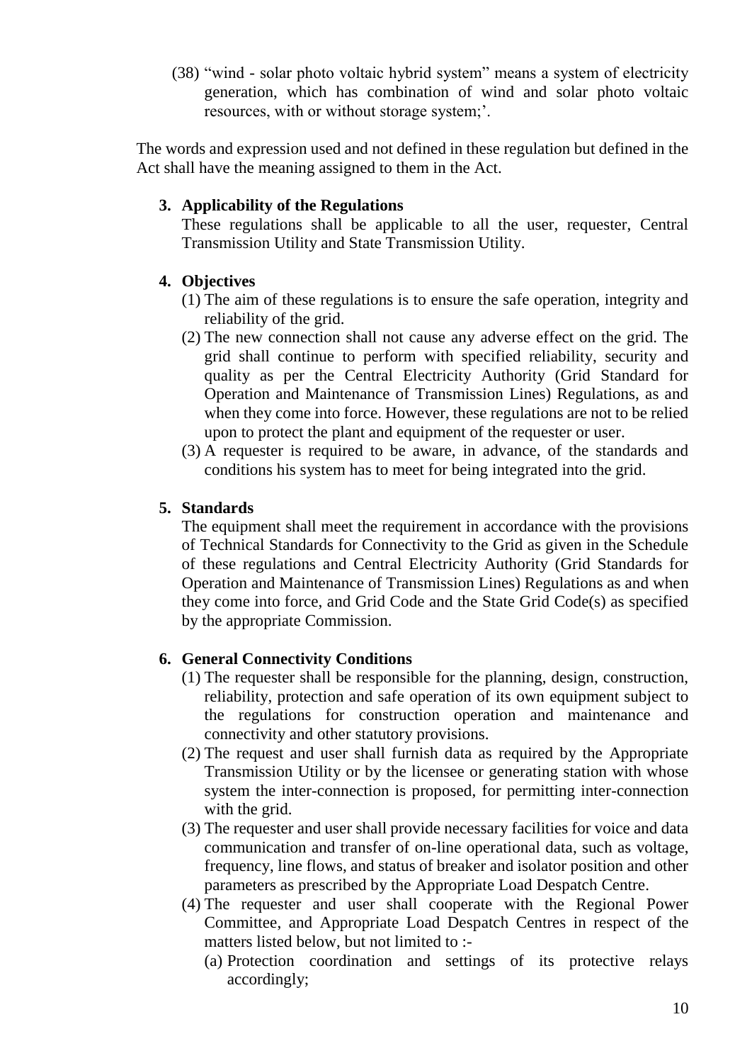(38) "wind - solar photo voltaic hybrid system" means a system of electricity generation, which has combination of wind and solar photo voltaic resources, with or without storage system;'.

The words and expression used and not defined in these regulation but defined in the Act shall have the meaning assigned to them in the Act.

**3. Applicability of the Regulations**

These regulations shall be applicable to all the user, requester, Central Transmission Utility and State Transmission Utility.

**4. Objectives**

(1) The aim of these regulations is to ensure the safe operation, integrity and reliability of the grid.

(2) The new connection shall not cause any adverse effect on the grid. The grid shall continue to perform with specified reliability, security and quality as per the Central Electricity Authority (Grid Standard for Operation and Maintenance of Transmission Lines) Regulations, as and when they come into force. However, these regulations are not to be relied upon to protect the plant and equipment of the requester or user.

(3) A requester is required to be aware, in advance, of the standards and conditions his system has to meet for being integrated into the grid.

**5. Standards**

The equipment shall meet the requirement in accordance with the provisions of Technical Standards for Connectivity to the Grid as given in the Schedule of these regulations and Central Electricity Authority (Grid Standards for Operation and Maintenance of Transmission Lines) Regulations as and when they come into force, and Grid Code and the State Grid Code(s) as specified by the appropriate Commission.

**6. General Connectivity Conditions**

(1) The requester shall be responsible for the planning, design, construction, reliability, protection and safe operation of its own equipment subject to the regulations for construction operation and maintenance and connectivity and other statutory provisions.

(2) The request and user shall furnish data as required by the Appropriate Transmission Utility or by the licensee or generating station with whose system the inter-connection is proposed, for permitting inter-connection with the grid.

(3) The requester and user shall provide necessary facilities for voice and data communication and transfer of on-line operational data, such as voltage, frequency, line flows, and status of breaker and isolator position and other parameters as prescribed by the Appropriate Load Despatch Centre.

(4) The requester and user shall cooperate with the Regional Power Committee, and Appropriate Load Despatch Centres in respect of the matters listed below, but not limited to :-

(a) Protection coordination and settings of its protective relays accordingly;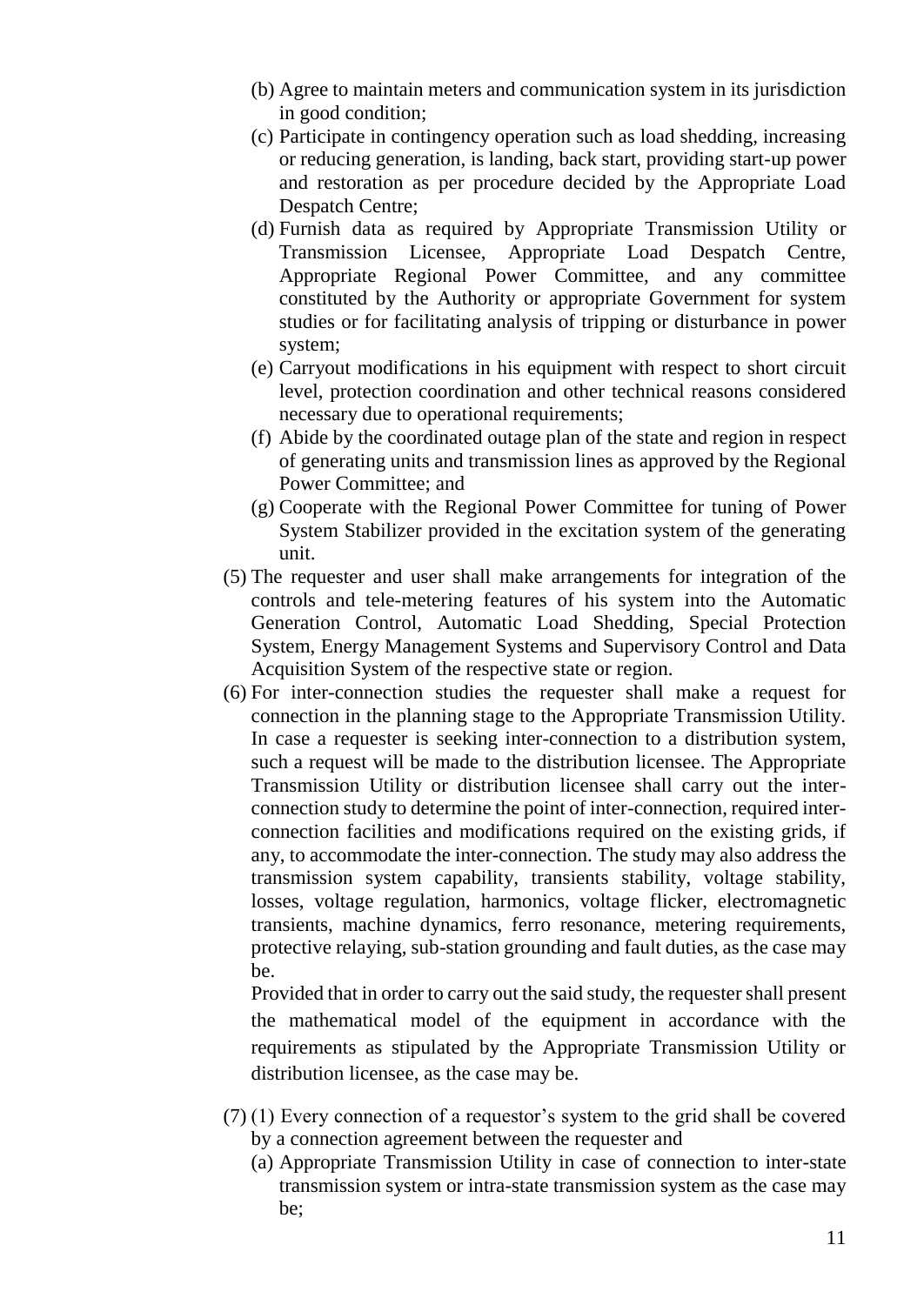(b) Agree to maintain meters and communication system in its jurisdiction in good condition;

(c) Participate in contingency operation such as load shedding, increasing or reducing generation, is landing, back start, providing start-up power and restoration as per procedure decided by the Appropriate Load Despatch Centre;

(d) Furnish data as required by Appropriate Transmission Utility or Transmission Licensee, Appropriate Load Despatch Centre, Appropriate Regional Power Committee, and any committee constituted by the Authority or appropriate Government for system studies or for facilitating analysis of tripping or disturbance in power system;

(e) Carryout modifications in his equipment with respect to short circuit level, protection coordination and other technical reasons considered necessary due to operational requirements;

(f) Abide by the coordinated outage plan of the state and region in respect of generating units and transmission lines as approved by the Regional Power Committee; and

(g) Cooperate with the Regional Power Committee for tuning of Power System Stabilizer provided in the excitation system of the generating unit.

(5) The requester and user shall make arrangements for integration of the controls and tele-metering features of his system into the Automatic Generation Control, Automatic Load Shedding, Special Protection System, Energy Management Systems and Supervisory Control and Data Acquisition System of the respective state or region.

(6) For inter-connection studies the requester shall make a request for connection in the planning stage to the Appropriate Transmission Utility. In case a requester is seeking inter-connection to a distribution system, such a request will be made to the distribution licensee. The Appropriate Transmission Utility or distribution licensee shall carry out the inter-connection study to determine the point of inter-connection, required inter-connection facilities and modifications required on the existing grids, if any, to accommodate the inter-connection. The study may also address the transmission system capability, transients stability, voltage stability, losses, voltage regulation, harmonics, voltage flicker, electromagnetic transients, machine dynamics, ferro resonance, metering requirements, protective relaying, sub-station grounding and fault duties, as the case may be.

Provided that in order to carry out the said study, the requester shall present the mathematical model of the equipment in accordance with the requirements as stipulated by the Appropriate Transmission Utility or distribution licensee, as the case may be.

(7) (1) Every connection of a requestor's system to the grid shall be covered by a connection agreement between the requester and

(a) Appropriate Transmission Utility in case of connection to inter-state transmission system or intra-state transmission system as the case may be;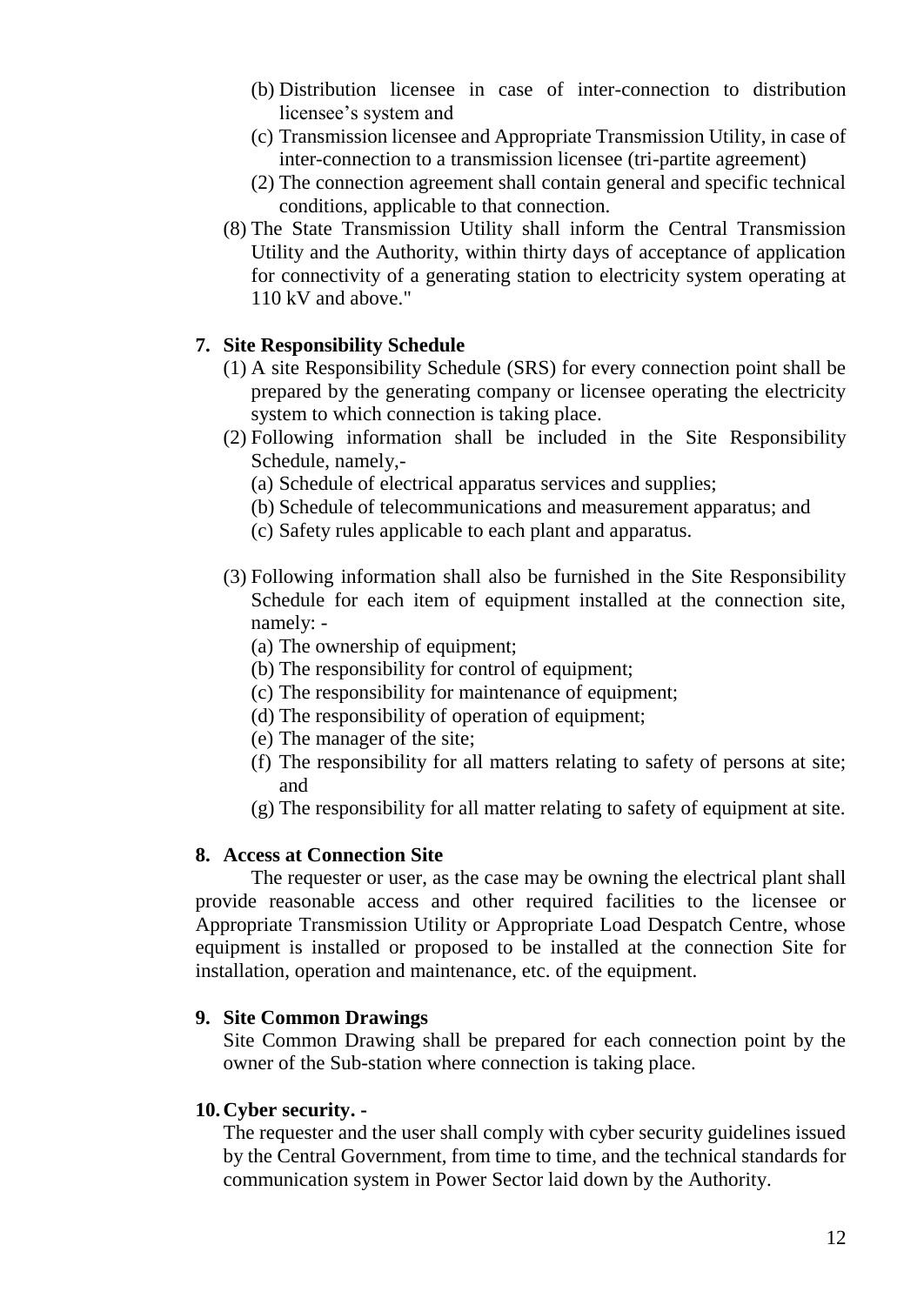(b) Distribution licensee in case of inter-connection to distribution licensee's system and

(c) Transmission licensee and Appropriate Transmission Utility, in case of inter-connection to a transmission licensee (tri-partite agreement)

(2) The connection agreement shall contain general and specific technical conditions, applicable to that connection.

(8) The State Transmission Utility shall inform the Central Transmission Utility and the Authority, within thirty days of acceptance of application for connectivity of a generating station to electricity system operating at 110 kV and above."

**7. Site Responsibility Schedule**

(1) A site Responsibility Schedule (SRS) for every connection point shall be prepared by the generating company or licensee operating the electricity system to which connection is taking place.

(2) Following information shall be included in the Site Responsibility Schedule, namely,-

(a) Schedule of electrical apparatus services and supplies;

(b) Schedule of telecommunications and measurement apparatus; and

(c) Safety rules applicable to each plant and apparatus.

(3) Following information shall also be furnished in the Site Responsibility Schedule for each item of equipment installed at the connection site, namely: -

(a) The ownership of equipment;

(b) The responsibility for control of equipment;

(c) The responsibility for maintenance of equipment;

(d) The responsibility of operation of equipment;

(e) The manager of the site;

(f) The responsibility for all matters relating to safety of persons at site; and

(g) The responsibility for all matter relating to safety of equipment at site.

**8. Access at Connection Site**

The requester or user, as the case may be owning the electrical plant shall provide reasonable access and other required facilities to the licensee or Appropriate Transmission Utility or Appropriate Load Despatch Centre, whose equipment is installed or proposed to be installed at the connection Site for installation, operation and maintenance, etc. of the equipment.

**9. Site Common Drawings**

Site Common Drawing shall be prepared for each connection point by the owner of the Sub-station where connection is taking place.

**10. Cyber security. -**

The requester and the user shall comply with cyber security guidelines issued by the Central Government, from time to time, and the technical standards for communication system in Power Sector laid down by the Authority.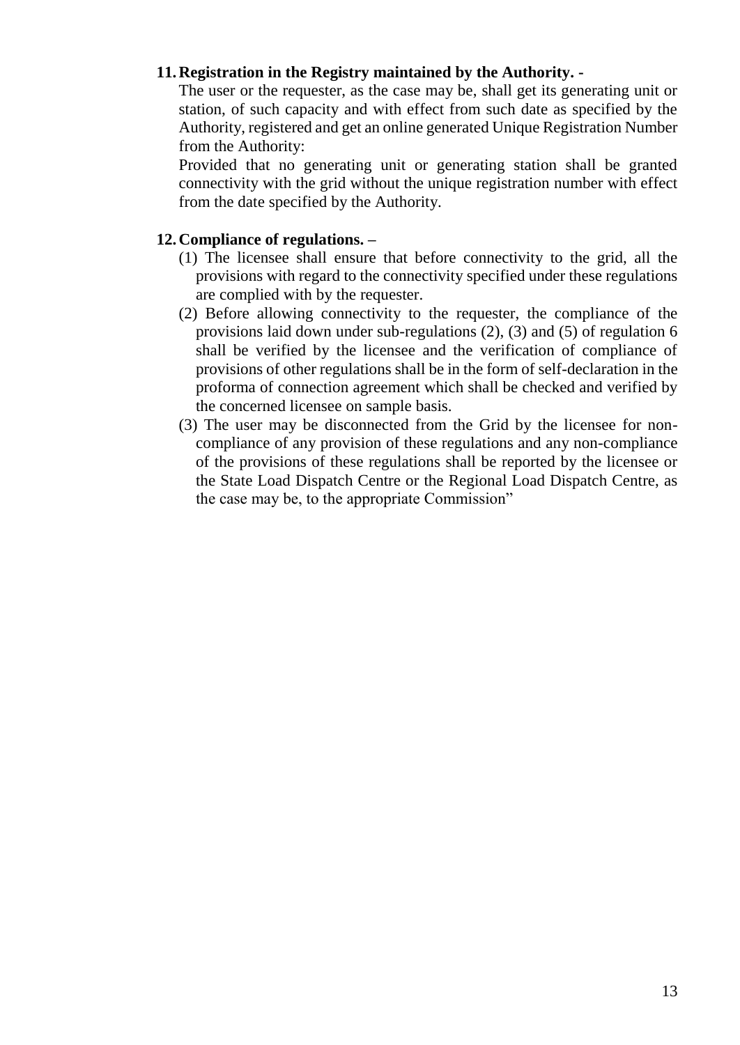**11. Registration in the Registry maintained by the Authority. -**

The user or the requester, as the case may be, shall get its generating unit or station, of such capacity and with effect from such date as specified by the Authority, registered and get an online generated Unique Registration Number from the Authority:

Provided that no generating unit or generating station shall be granted connectivity with the grid without the unique registration number with effect from the date specified by the Authority.

**12. Compliance of regulations. –**

(1) The licensee shall ensure that before connectivity to the grid, all the provisions with regard to the connectivity specified under these regulations are complied with by the requester.

(2) Before allowing connectivity to the requester, the compliance of the provisions laid down under sub-regulations (2), (3) and (5) of regulation 6 shall be verified by the licensee and the verification of compliance of provisions of other regulations shall be in the form of self-declaration in the proforma of connection agreement which shall be checked and verified by the concerned licensee on sample basis.

(3) The user may be disconnected from the Grid by the licensee for non-compliance of any provision of these regulations and any non-compliance of the provisions of these regulations shall be reported by the licensee or the State Load Dispatch Centre or the Regional Load Dispatch Centre, as the case may be, to the appropriate Commission"